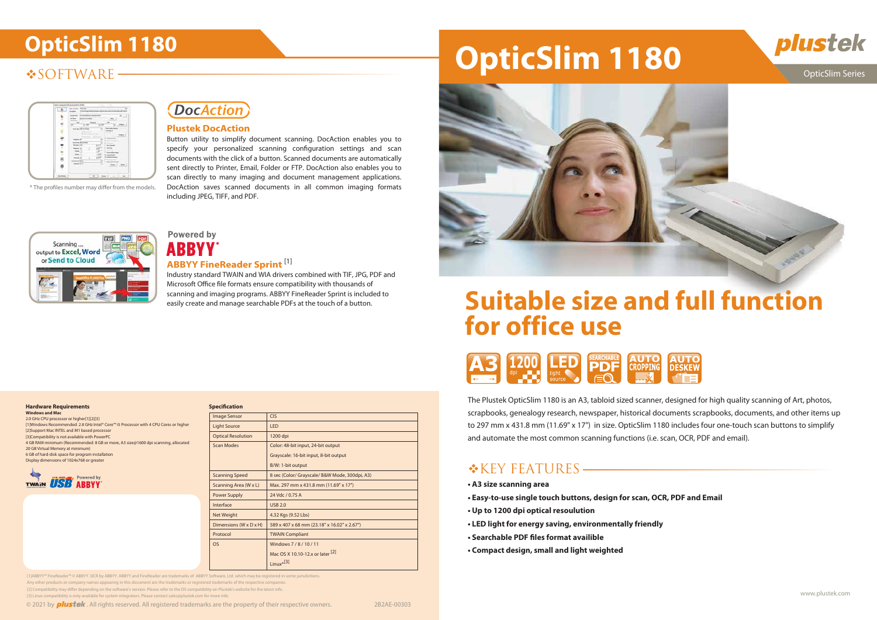# OpticSlim 1180

## ❖SOFTWARE

\* The profiles number may differ from the models.

### Plustek DocAction

Button utility to simplify document scanning. DocAction enables you to specify your personalized scanning configuration settings and scan documents with the click of a button. Scanned documents are automatically sent directly to Printer, Email, Folder or FTP. DocAction also enables you to scan directly to many imaging and document management applications. DocAction saves scanned documents in all common imaging formats including JPEG, TIFF, and PDF.

Powered by ABBYY

### ABBYY FineReader Sprint [1]

Industry standard TWAIN and WIA drivers combined with TIF, JPG, PDF and Microsoft Office file formats ensure compatibility with thousands of scanning and imaging programs. ABBYY FineReader Sprint is included to easily create and manage searchable PDFs at the touch of a button.

**Hardware Requirements**

**Windows and Mac**

2.0 GHz CPU processor or higher[1][2][3]

[1]Windows Recommended: 2.8 GHz Intel® Core™ i5 Processor with 4 CPU Cores or higher

[2]Support Mac INTEL and M1 based processor

[3]Compatibility is not available with PowerPC

4 GB RAM minimum (Recommended: 8 GB or more, A3 size@1600 dpi scanning, allocated 20 GB Virtual Memory at minimum)

6 GB of hard-disk space for program installation

Display dimensions of 1024x768 or greater

**Specification**

| | |
|---|---|
| Image Sensor | CIS |
| Light Source | LED |
| Optical Resolution | 1200 dpi |
| Scan Modes | Color: 48-bit input, 24-bit output<br>Grayscale: 16-bit input, 8-bit output<br>B/W: 1-bit output |
| Scanning Speed | 8 sec (Color/ Grayscale/ B&W Mode, 300dpi, A3) |
| Scanning Area (W x L) | Max. 297 mm x 431.8 mm (11.69" x 17") |
| Power Supply | 24 Vdc / 0.75 A |
| Interface | USB 2.0 |
| Net Weight | 4.32 Kgs (9.52 Lbs) |
| Dimensions (W x D x H) | 589 x 407 x 68 mm (23.18" x 16.02" x 2.67") |
| Protocol | TWAIN Compliant |
| OS | Windows 7 / 8 / 10 / 11<br>Mac OS X 10.10-12.x or later [2]<br>Linux*[3] |

(1)ABBYY™ FineReader™ © ABBYY. OCR by ABBYY. ABBYY and FineReader are trademarks of ABBYY Software, Ltd. which may be registered in some jurisdictions.
Any other products or company names appearing in this document are the trademarks or registered trademarks of the respective companies.
[2] Compatibility may differ depending on the software's version. Please refer to the OS compatibility on Plustek's website for the latest info.
[3] Linux compatibility is only available for system integrators. Please contact sales@plustek.com for more info.

© 2021 by plustek. All rights reserved. All registered trademarks are the property of their respective owners. 2B2AE-00303

# OpticSlim 1180

plustek

OpticSlim Series

## Suitable size and full function for office use

A3 | 1200 dpi | LED light source | SEARCHABLE PDF | AUTO CROPPING | AUTO DESKEW

The Plustek OpticSlim 1180 is an A3, tabloid sized scanner, designed for high quality scanning of Art, photos, scrapbooks, genealogy research, newspaper, historical documents scrapbooks, documents, and other items up to 297 mm x 431.8 mm (11.69" x 17") in size. OpticSlim 1180 includes four one-touch scan buttons to simplify and automate the most common scanning functions (i.e. scan, OCR, PDF and email).

## ❖KEY FEATURES

- **A3 size scanning area**
- **Easy-to-use single touch buttons, design for scan, OCR, PDF and Email**
- **Up to 1200 dpi optical resoulution**
- **LED light for energy saving, environmentally friendly**
- **Searchable PDF files format availible**
- **Compact design, small and light weighted**

www.plustek.com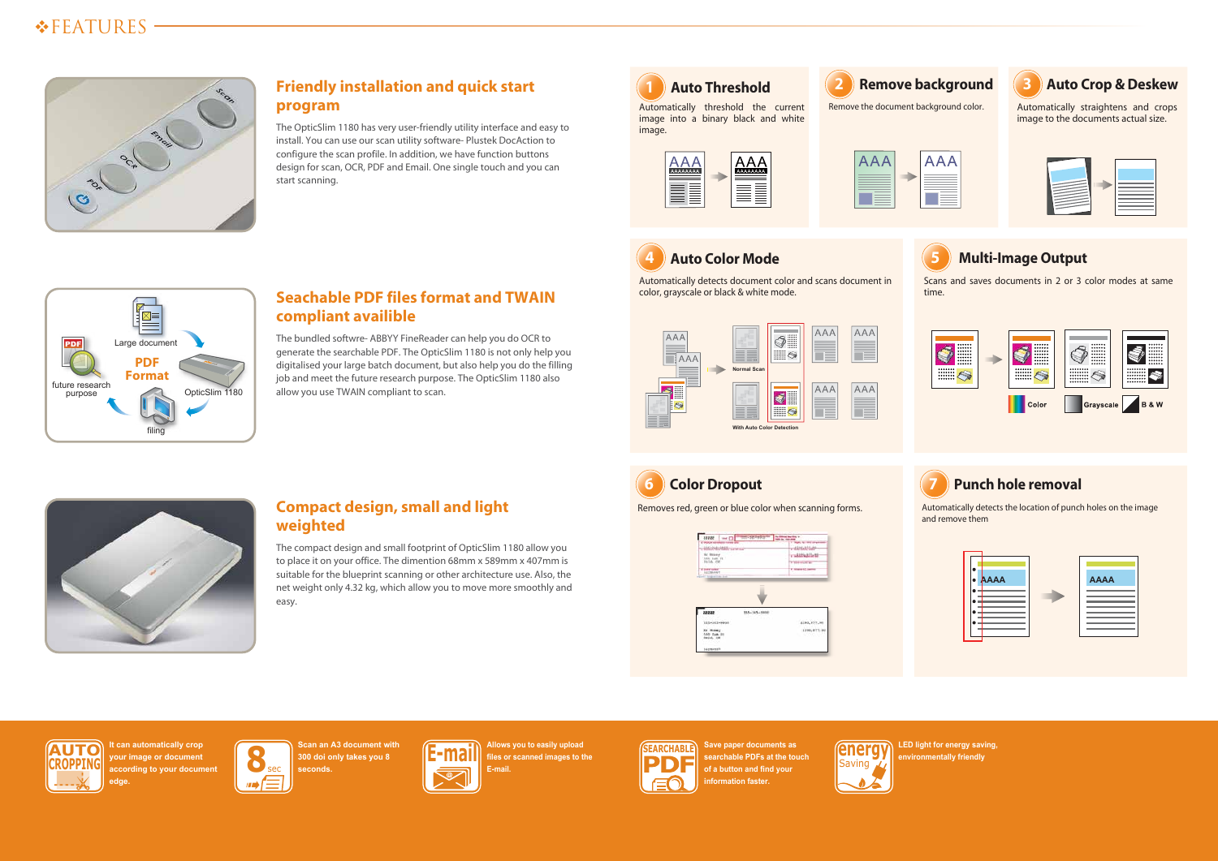# ❖FEATURES

## Friendly installation and quick start program

The OpticSlim 1180 has very user-friendly utility interface and easy to install. You can use our scan utility software- Plustek DocAction to configure the scan profile. In addition, we have function buttons design for scan, OCR, PDF and Email. One single touch and you can start scanning.

## Seachable PDF files format and TWAIN compliant availible

The bundled softwre- ABBYY FineReader can help you do OCR to generate the searchable PDF. The OpticSlim 1180 is not only help you digitalised your large batch document, but also help you do the filling job and meet the future research purpose. The OpticSlim 1180 also allow you use TWAIN compliant to scan.

## Compact design, small and light weighted

The compact design and small footprint of OpticSlim 1180 allow you to place it on your office. The dimention 68mm x 589mm x 407mm is suitable for the blueprint scanning or other architecture use. Also, the net weight only 4.32 kg, which allow you to move more smoothly and easy.

### 1 Auto Threshold

Automatically threshold the current image into a binary black and white image.

### 2 Remove background

Remove the document background color.

### 3 Auto Crop & Deskew

Automatically straightens and crops image to the documents actual size.

### 4 Auto Color Mode

Automatically detects document color and scans document in color, grayscale or black & white mode.

Normal Scan

With Auto Color Detection

### 5 Multi-Image Output

Scans and saves documents in 2 or 3 color modes at same time.

Color Grayscale B & W

### 6 Color Dropout

Removes red, green or blue color when scanning forms.

### 7 Punch hole removal

Automatically detects the location of punch holes on the image and remove them

---

**It can automatically crop your image or document according to your document edge.**

**Scan an A3 document with 300 doi only takes you 8 seconds.**

**Allows you to easily upload files or scanned images to the E-mail.**

**Save paper documents as searchable PDFs at the touch of a button and find your information faster.**

**LED light for energy saving, environmentally friendly**